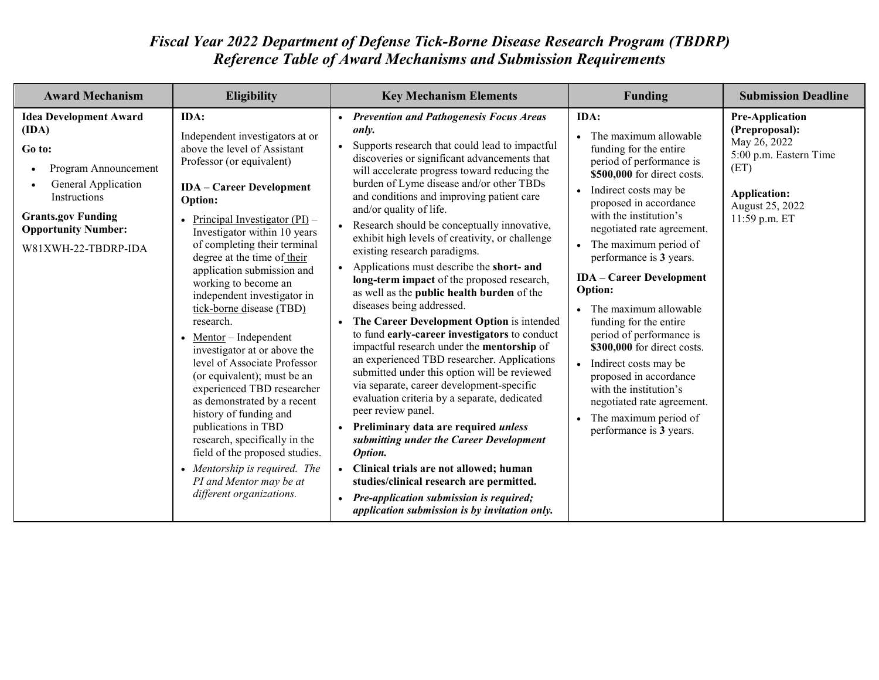# *Fiscal Year 2022 Department of Defense Tick-Borne Disease Research Program (TBDRP) Reference Table of Award Mechanisms and Submission Requirements*

| Award Mechanism | Eligibility | Key Mechanism Elements | Funding | Submission Deadline |
|---|---|---|---|---|
| **Idea Development Award (IDA)**<br><br>**Go to:**<br>• Program Announcement<br>• General Application Instructions<br><br>**Grants.gov Funding Opportunity Number:**<br>W81XWH-22-TBDRP-IDA | **IDA:**<br>Independent investigators at or above the level of Assistant Professor (or equivalent)<br><br>**IDA – Career Development Option:**<br>• Principal Investigator (PI) – Investigator within 10 years of completing their terminal degree at the time of their application submission and working to become an independent investigator in tick-borne disease (TBD) research.<br>• Mentor – Independent investigator at or above the level of Associate Professor (or equivalent); must be an experienced TBD researcher as demonstrated by a recent history of funding and publications in TBD research, specifically in the field of the proposed studies.<br>• *Mentorship is required. The PI and Mentor may be at different organizations.* | • ***Prevention and Pathogenesis Focus Areas only.***<br>• Supports research that could lead to impactful discoveries or significant advancements that will accelerate progress toward reducing the burden of Lyme disease and/or other TBDs and conditions and improving patient care and/or quality of life.<br>• Research should be conceptually innovative, exhibit high levels of creativity, or challenge existing research paradigms.<br>• Applications must describe the **short- and long-term impact** of the proposed research, as well as the **public health burden** of the diseases being addressed.<br>• **The Career Development Option** is intended to fund **early-career investigators** to conduct impactful research under the **mentorship** of an experienced TBD researcher. Applications submitted under this option will be reviewed via separate, career development-specific evaluation criteria by a separate, dedicated peer review panel.<br>• **Preliminary data are required *unless submitting under the Career Development Option.***<br>• **Clinical trials are not allowed; human studies/clinical research are permitted.**<br>• ***Pre-application submission is required; application submission is by invitation only.*** | **IDA:**<br>• The maximum allowable funding for the entire period of performance is **\$500,000** for direct costs.<br>• Indirect costs may be proposed in accordance with the institution's negotiated rate agreement.<br>• The maximum period of performance is **3** years.<br><br>**IDA – Career Development Option:**<br>• The maximum allowable funding for the entire period of performance is **\$300,000** for direct costs.<br>• Indirect costs may be proposed in accordance with the institution's negotiated rate agreement.<br>• The maximum period of performance is **3** years. | **Pre-Application (Preproposal):**<br>May 26, 2022<br>5:00 p.m. Eastern Time (ET)<br><br>**Application:**<br>August 25, 2022<br>11:59 p.m. ET |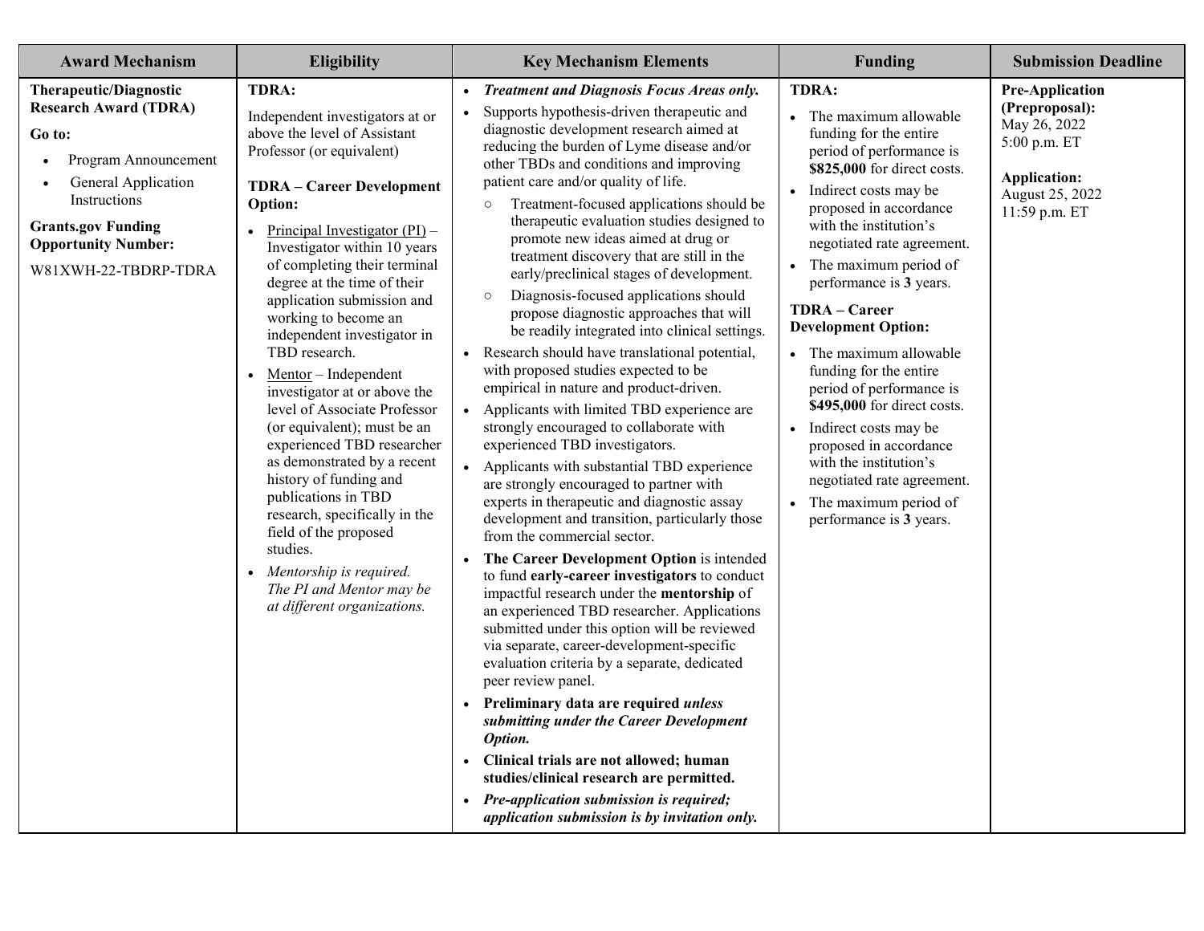| Award Mechanism | Eligibility | Key Mechanism Elements | Funding | Submission Deadline |
|---|---|---|---|---|
| **Therapeutic/Diagnostic Research Award (TDRA)**<br><br>**Go to:**<br>• Program Announcement<br>• General Application Instructions<br><br>**Grants.gov Funding Opportunity Number:**<br>W81XWH-22-TBDRP-TDRA | **TDRA:**<br><br>Independent investigators at or above the level of Assistant Professor (or equivalent)<br><br>**TDRA – Career Development Option:**<br>• Principal Investigator (PI) – Investigator within 10 years of completing their terminal degree at the time of their application submission and working to become an independent investigator in TBD research.<br>• Mentor – Independent investigator at or above the level of Associate Professor (or equivalent); must be an experienced TBD researcher as demonstrated by a recent history of funding and publications in TBD research, specifically in the field of the proposed studies.<br>• *Mentorship is required. The PI and Mentor may be at different organizations.* | • ***Treatment and Diagnosis Focus Areas only.***<br>• Supports hypothesis-driven therapeutic and diagnostic development research aimed at reducing the burden of Lyme disease and/or other TBDs and conditions and improving patient care and/or quality of life.<br>  ○ Treatment-focused applications should be therapeutic evaluation studies designed to promote new ideas aimed at drug or treatment discovery that are still in the early/preclinical stages of development.<br>  ○ Diagnosis-focused applications should propose diagnostic approaches that will be readily integrated into clinical settings.<br>• Research should have translational potential, with proposed studies expected to be empirical in nature and product-driven.<br>• Applicants with limited TBD experience are strongly encouraged to collaborate with experienced TBD investigators.<br>• Applicants with substantial TBD experience are strongly encouraged to partner with experts in therapeutic and diagnostic assay development and transition, particularly those from the commercial sector.<br>• **The Career Development Option** is intended to fund **early-career investigators** to conduct impactful research under the **mentorship** of an experienced TBD researcher. Applications submitted under this option will be reviewed via separate, career-development-specific evaluation criteria by a separate, dedicated peer review panel.<br>• **Preliminary data are required *unless submitting under the Career Development Option.***<br>• **Clinical trials are not allowed; human studies/clinical research are permitted.**<br>• ***Pre-application submission is required; application submission is by invitation only.*** | **TDRA:**<br>• The maximum allowable funding for the entire period of performance is **$825,000** for direct costs.<br>• Indirect costs may be proposed in accordance with the institution's negotiated rate agreement.<br>• The maximum period of performance is **3** years.<br><br>**TDRA – Career Development Option:**<br>• The maximum allowable funding for the entire period of performance is **$495,000** for direct costs.<br>• Indirect costs may be proposed in accordance with the institution's negotiated rate agreement.<br>• The maximum period of performance is **3** years. | **Pre-Application (Preproposal):**<br>May 26, 2022<br>5:00 p.m. ET<br><br>**Application:**<br>August 25, 2022<br>11:59 p.m. ET |